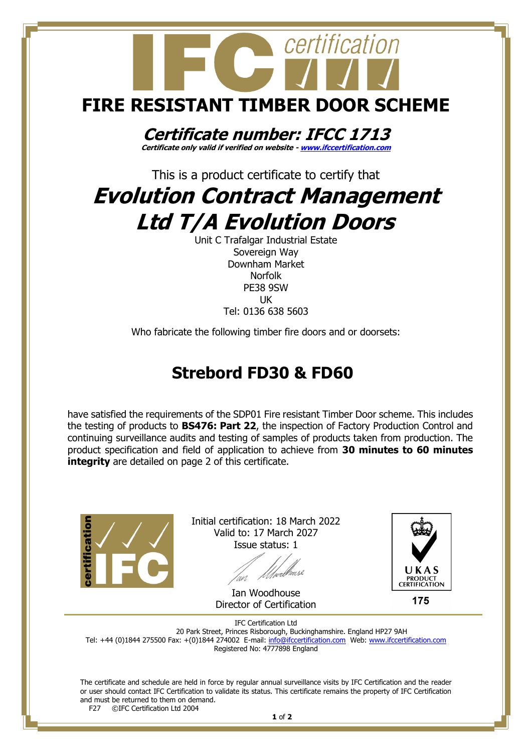# FIRE RESISTANT TIMBER DOOR SCHEME

## *Certificate number: IFCC 1713*

***Certificate only valid if verified on website - www.ifccertification.com***

This is a product certificate to certify that

# *Evolution Contract Management Ltd T/A Evolution Doors*

Unit C Trafalgar Industrial Estate
Sovereign Way
Downham Market
Norfolk
PE38 9SW
UK
Tel: 0136 638 5603

Who fabricate the following timber fire doors and or doorsets:

## Strebord FD30 & FD60

have satisfied the requirements of the SDP01 Fire resistant Timber Door scheme. This includes the testing of products to **BS476: Part 22**, the inspection of Factory Production Control and continuing surveillance audits and testing of samples of products taken from production. The product specification and field of application to achieve from **30 minutes to 60 minutes integrity** are detailed on page 2 of this certificate.

Initial certification: 18 March 2022
Valid to: 17 March 2027
Issue status: 1

Ian Woodhouse
Director of Certification

UKAS PRODUCT CERTIFICATION
175

IFC Certification Ltd
20 Park Street, Princes Risborough, Buckinghamshire. England HP27 9AH
Tel: +44 (0)1844 275500 Fax: +(0)1844 274002 E-mail: info@ifccertification.com Web: www.ifccertification.com
Registered No: 4777898 England

The certificate and schedule are held in force by regular annual surveillance visits by IFC Certification and the reader or user should contact IFC Certification to validate its status. This certificate remains the property of IFC Certification and must be returned to them on demand.

F27 ©IFC Certification Ltd 2004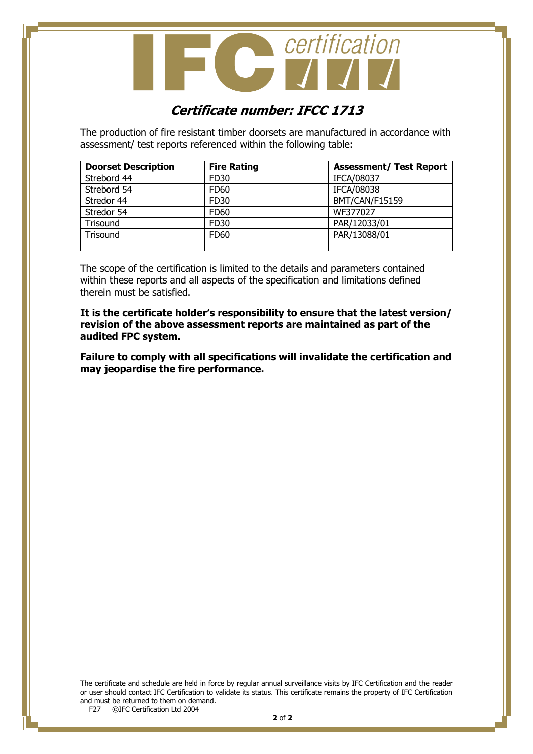IFC certification

## Certificate number: IFCC 1713

The production of fire resistant timber doorsets are manufactured in accordance with assessment/ test reports referenced within the following table:

| Doorset Description | Fire Rating | Assessment/ Test Report |
|---|---|---|
| Strebord 44 | FD30 | IFCA/08037 |
| Strebord 54 | FD60 | IFCA/08038 |
| Stredor 44 | FD30 | BMT/CAN/F15159 |
| Stredor 54 | FD60 | WF377027 |
| Trisound | FD30 | PAR/12033/01 |
| Trisound | FD60 | PAR/13088/01 |
| | | |

The scope of the certification is limited to the details and parameters contained within these reports and all aspects of the specification and limitations defined therein must be satisfied.

**It is the certificate holder's responsibility to ensure that the latest version/ revision of the above assessment reports are maintained as part of the audited FPC system.**

**Failure to comply with all specifications will invalidate the certification and may jeopardise the fire performance.**

The certificate and schedule are held in force by regular annual surveillance visits by IFC Certification and the reader or user should contact IFC Certification to validate its status. This certificate remains the property of IFC Certification and must be returned to them on demand.

F27 ©IFC Certification Ltd 2004